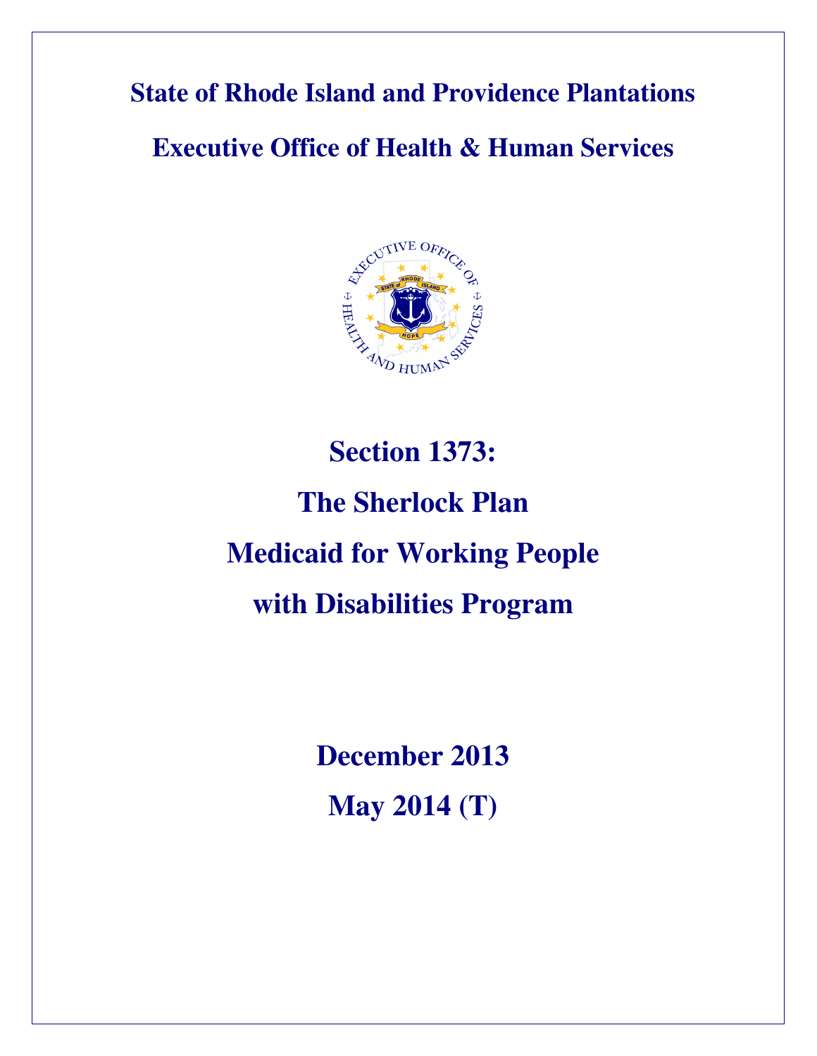# State of Rhode Island and Providence Plantations

## Executive Office of Health & Human Services

# Section 1373:

# The Sherlock Plan

# Medicaid for Working People

# with Disabilities Program

**December 2013**

**May 2014 (T)**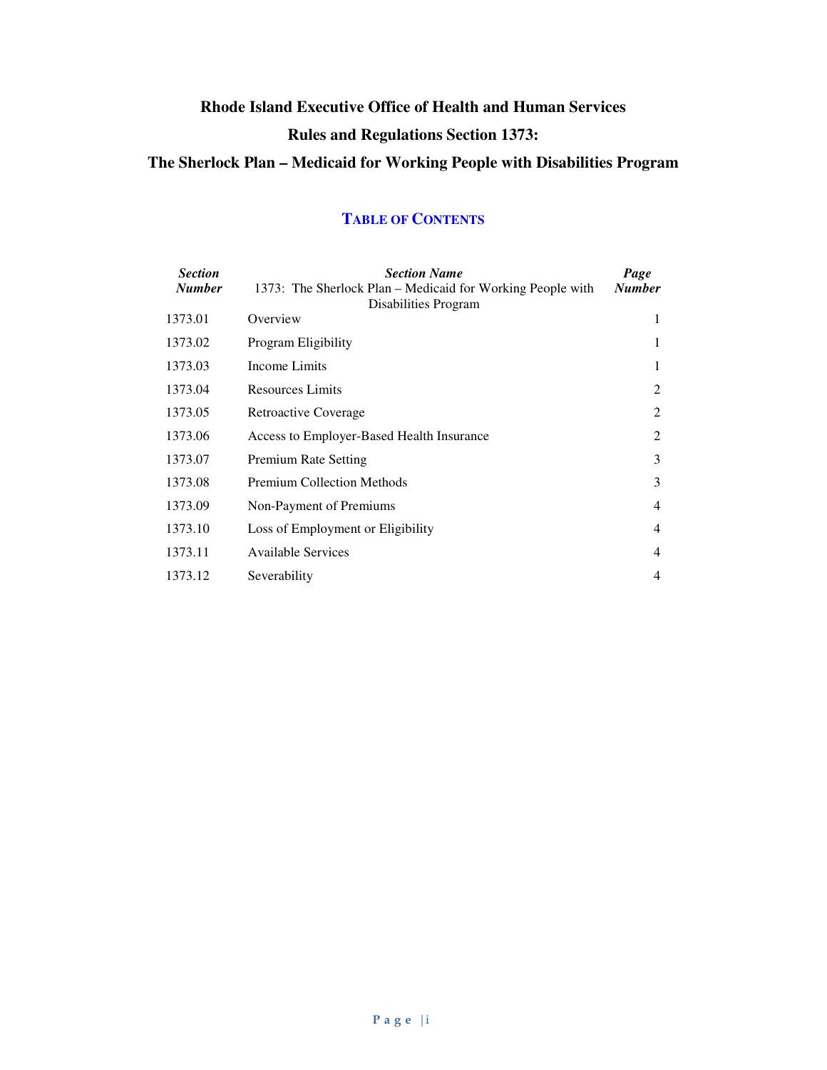# Rhode Island Executive Office of Health and Human Services

## Rules and Regulations Section 1373:

## The Sherlock Plan – Medicaid for Working People with Disabilities Program

### TABLE OF CONTENTS

| *Section Number* | *Section Name* 1373: The Sherlock Plan – Medicaid for Working People with Disabilities Program | *Page Number* |
|---|---|---|
| 1373.01 | Overview | 1 |
| 1373.02 | Program Eligibility | 1 |
| 1373.03 | Income Limits | 1 |
| 1373.04 | Resources Limits | 2 |
| 1373.05 | Retroactive Coverage | 2 |
| 1373.06 | Access to Employer-Based Health Insurance | 2 |
| 1373.07 | Premium Rate Setting | 3 |
| 1373.08 | Premium Collection Methods | 3 |
| 1373.09 | Non-Payment of Premiums | 4 |
| 1373.10 | Loss of Employment or Eligibility | 4 |
| 1373.11 | Available Services | 4 |
| 1373.12 | Severability | 4 |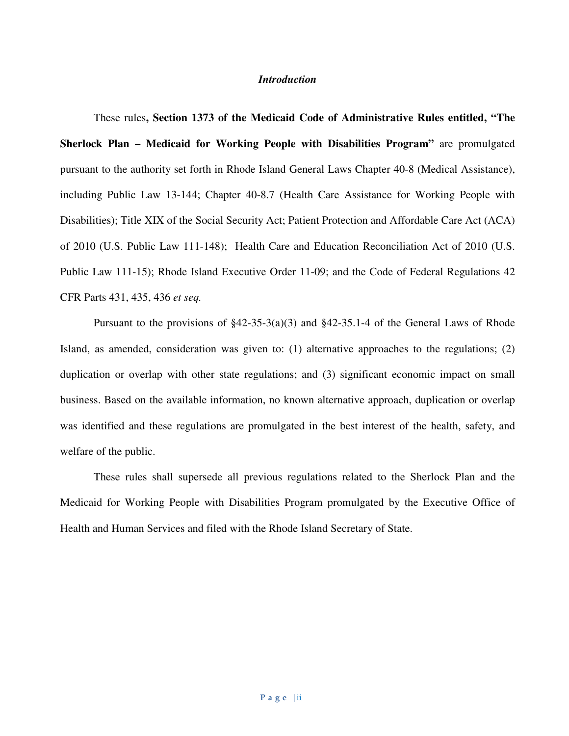### *Introduction*

These rules**, Section 1373 of the Medicaid Code of Administrative Rules entitled, "The Sherlock Plan – Medicaid for Working People with Disabilities Program"** are promulgated pursuant to the authority set forth in Rhode Island General Laws Chapter 40-8 (Medical Assistance), including Public Law 13-144; Chapter 40-8.7 (Health Care Assistance for Working People with Disabilities); Title XIX of the Social Security Act; Patient Protection and Affordable Care Act (ACA) of 2010 (U.S. Public Law 111-148); Health Care and Education Reconciliation Act of 2010 (U.S. Public Law 111-15); Rhode Island Executive Order 11-09; and the Code of Federal Regulations 42 CFR Parts 431, 435, 436 *et seq.*

Pursuant to the provisions of §42-35-3(a)(3) and §42-35.1-4 of the General Laws of Rhode Island, as amended, consideration was given to: (1) alternative approaches to the regulations; (2) duplication or overlap with other state regulations; and (3) significant economic impact on small business. Based on the available information, no known alternative approach, duplication or overlap was identified and these regulations are promulgated in the best interest of the health, safety, and welfare of the public.

These rules shall supersede all previous regulations related to the Sherlock Plan and the Medicaid for Working People with Disabilities Program promulgated by the Executive Office of Health and Human Services and filed with the Rhode Island Secretary of State.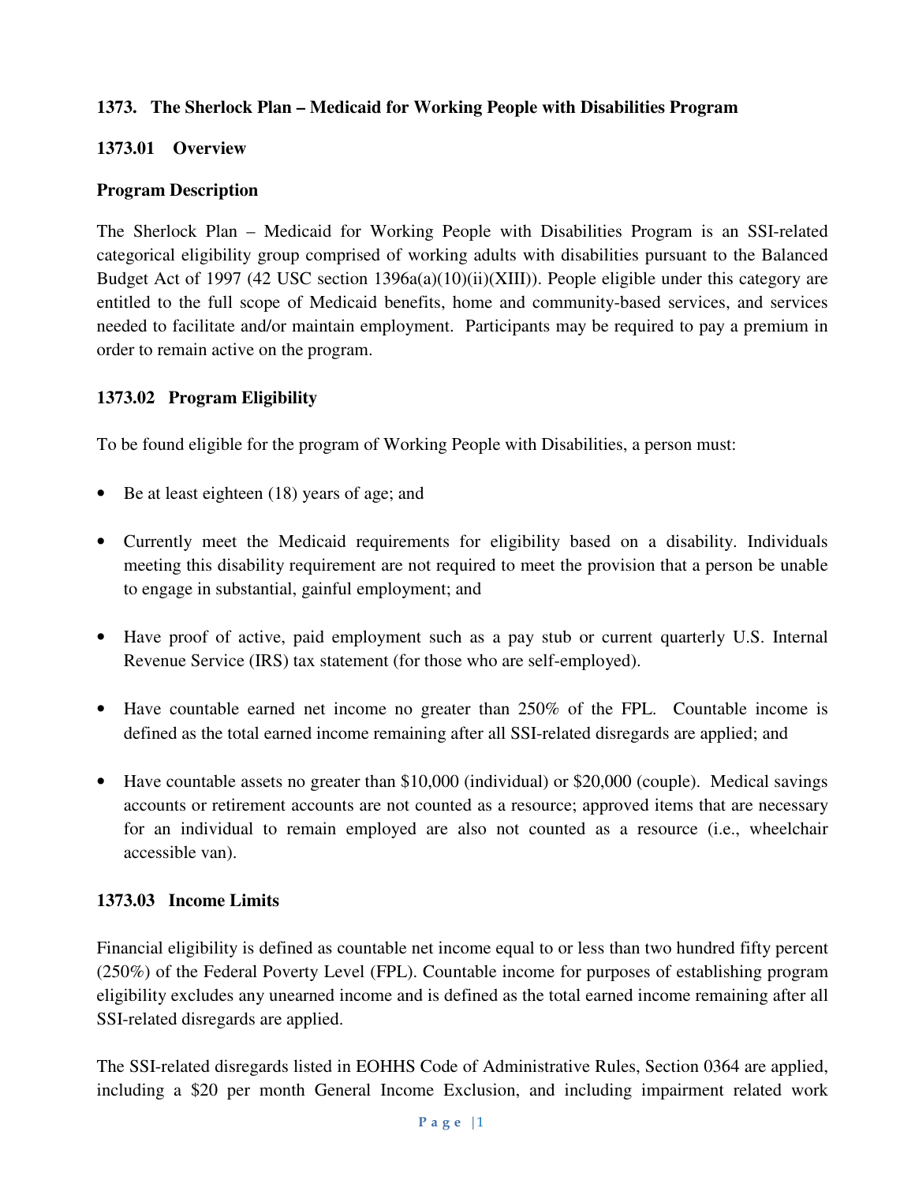**1373. The Sherlock Plan – Medicaid for Working People with Disabilities Program**

**1373.01 Overview**

**Program Description**

The Sherlock Plan – Medicaid for Working People with Disabilities Program is an SSI-related categorical eligibility group comprised of working adults with disabilities pursuant to the Balanced Budget Act of 1997 (42 USC section 1396a(a)(10)(ii)(XIII)). People eligible under this category are entitled to the full scope of Medicaid benefits, home and community-based services, and services needed to facilitate and/or maintain employment. Participants may be required to pay a premium in order to remain active on the program.

**1373.02 Program Eligibility**

To be found eligible for the program of Working People with Disabilities, a person must:

- Be at least eighteen (18) years of age; and
- Currently meet the Medicaid requirements for eligibility based on a disability. Individuals meeting this disability requirement are not required to meet the provision that a person be unable to engage in substantial, gainful employment; and
- Have proof of active, paid employment such as a pay stub or current quarterly U.S. Internal Revenue Service (IRS) tax statement (for those who are self-employed).
- Have countable earned net income no greater than 250% of the FPL. Countable income is defined as the total earned income remaining after all SSI-related disregards are applied; and
- Have countable assets no greater than $10,000 (individual) or $20,000 (couple). Medical savings accounts or retirement accounts are not counted as a resource; approved items that are necessary for an individual to remain employed are also not counted as a resource (i.e., wheelchair accessible van).

**1373.03 Income Limits**

Financial eligibility is defined as countable net income equal to or less than two hundred fifty percent (250%) of the Federal Poverty Level (FPL). Countable income for purposes of establishing program eligibility excludes any unearned income and is defined as the total earned income remaining after all SSI-related disregards are applied.

The SSI-related disregards listed in EOHHS Code of Administrative Rules, Section 0364 are applied, including a $20 per month General Income Exclusion, and including impairment related work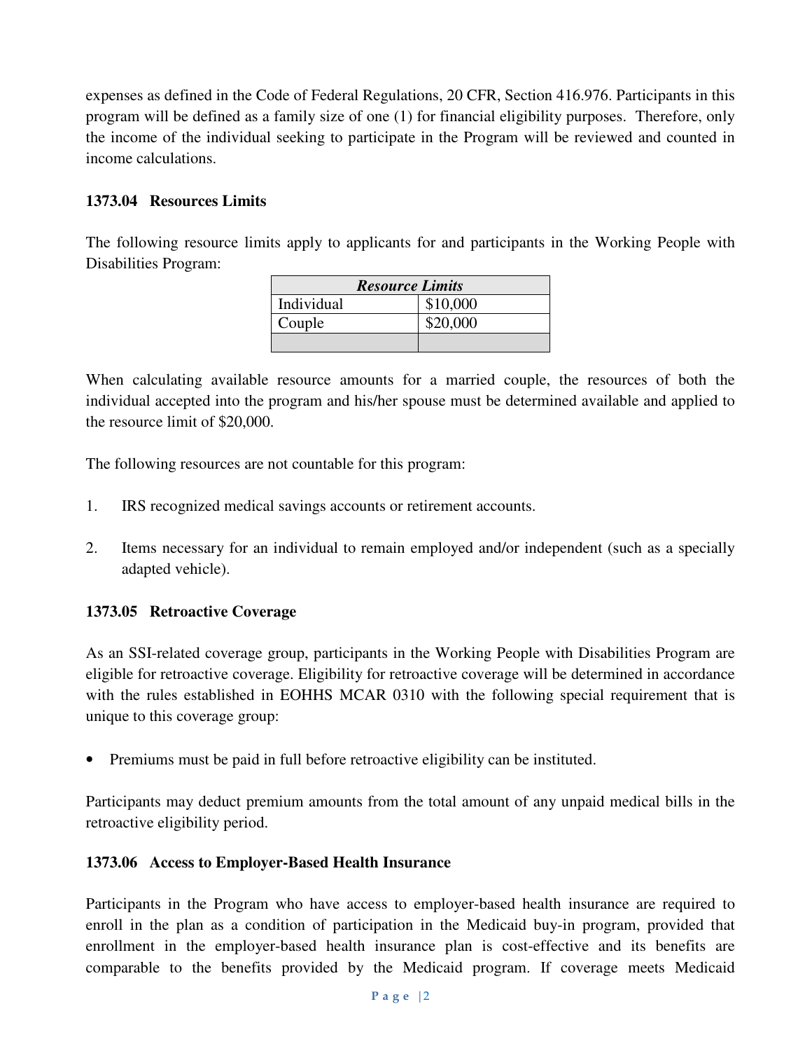expenses as defined in the Code of Federal Regulations, 20 CFR, Section 416.976. Participants in this program will be defined as a family size of one (1) for financial eligibility purposes. Therefore, only the income of the individual seeking to participate in the Program will be reviewed and counted in income calculations.

### 1373.04 Resources Limits

The following resource limits apply to applicants for and participants in the Working People with Disabilities Program:

| ***Resource Limits*** | |
|---|---|
| Individual | $10,000 |
| Couple | $20,000 |
| | |

When calculating available resource amounts for a married couple, the resources of both the individual accepted into the program and his/her spouse must be determined available and applied to the resource limit of $20,000.

The following resources are not countable for this program:

1. IRS recognized medical savings accounts or retirement accounts.

2. Items necessary for an individual to remain employed and/or independent (such as a specially adapted vehicle).

### 1373.05 Retroactive Coverage

As an SSI-related coverage group, participants in the Working People with Disabilities Program are eligible for retroactive coverage. Eligibility for retroactive coverage will be determined in accordance with the rules established in EOHHS MCAR 0310 with the following special requirement that is unique to this coverage group:

- Premiums must be paid in full before retroactive eligibility can be instituted.

Participants may deduct premium amounts from the total amount of any unpaid medical bills in the retroactive eligibility period.

### 1373.06 Access to Employer-Based Health Insurance

Participants in the Program who have access to employer-based health insurance are required to enroll in the plan as a condition of participation in the Medicaid buy-in program, provided that enrollment in the employer-based health insurance plan is cost-effective and its benefits are comparable to the benefits provided by the Medicaid program. If coverage meets Medicaid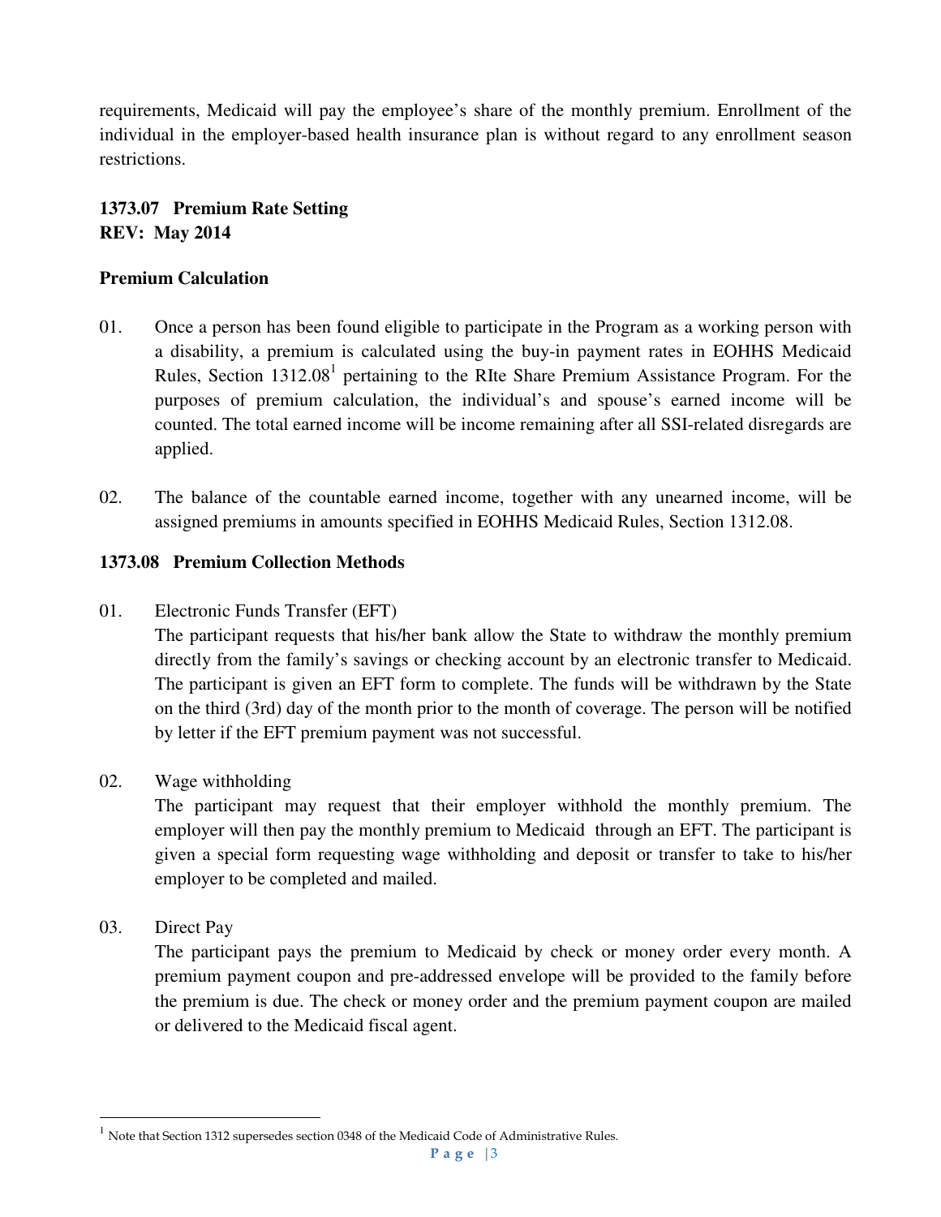requirements, Medicaid will pay the employee's share of the monthly premium. Enrollment of the individual in the employer-based health insurance plan is without regard to any enrollment season restrictions.

### 1373.07 Premium Rate Setting
**REV: May 2014**

#### Premium Calculation

01. Once a person has been found eligible to participate in the Program as a working person with a disability, a premium is calculated using the buy-in payment rates in EOHHS Medicaid Rules, Section 1312.08[1] pertaining to the RIte Share Premium Assistance Program. For the purposes of premium calculation, the individual's and spouse's earned income will be counted. The total earned income will be income remaining after all SSI-related disregards are applied.

02. The balance of the countable earned income, together with any unearned income, will be assigned premiums in amounts specified in EOHHS Medicaid Rules, Section 1312.08.

### 1373.08 Premium Collection Methods

01. Electronic Funds Transfer (EFT)
The participant requests that his/her bank allow the State to withdraw the monthly premium directly from the family's savings or checking account by an electronic transfer to Medicaid. The participant is given an EFT form to complete. The funds will be withdrawn by the State on the third (3rd) day of the month prior to the month of coverage. The person will be notified by letter if the EFT premium payment was not successful.

02. Wage withholding
The participant may request that their employer withhold the monthly premium. The employer will then pay the monthly premium to Medicaid through an EFT. The participant is given a special form requesting wage withholding and deposit or transfer to take to his/her employer to be completed and mailed.

03. Direct Pay
The participant pays the premium to Medicaid by check or money order every month. A premium payment coupon and pre-addressed envelope will be provided to the family before the premium is due. The check or money order and the premium payment coupon are mailed or delivered to the Medicaid fiscal agent.

---

[1] Note that Section 1312 supersedes section 0348 of the Medicaid Code of Administrative Rules.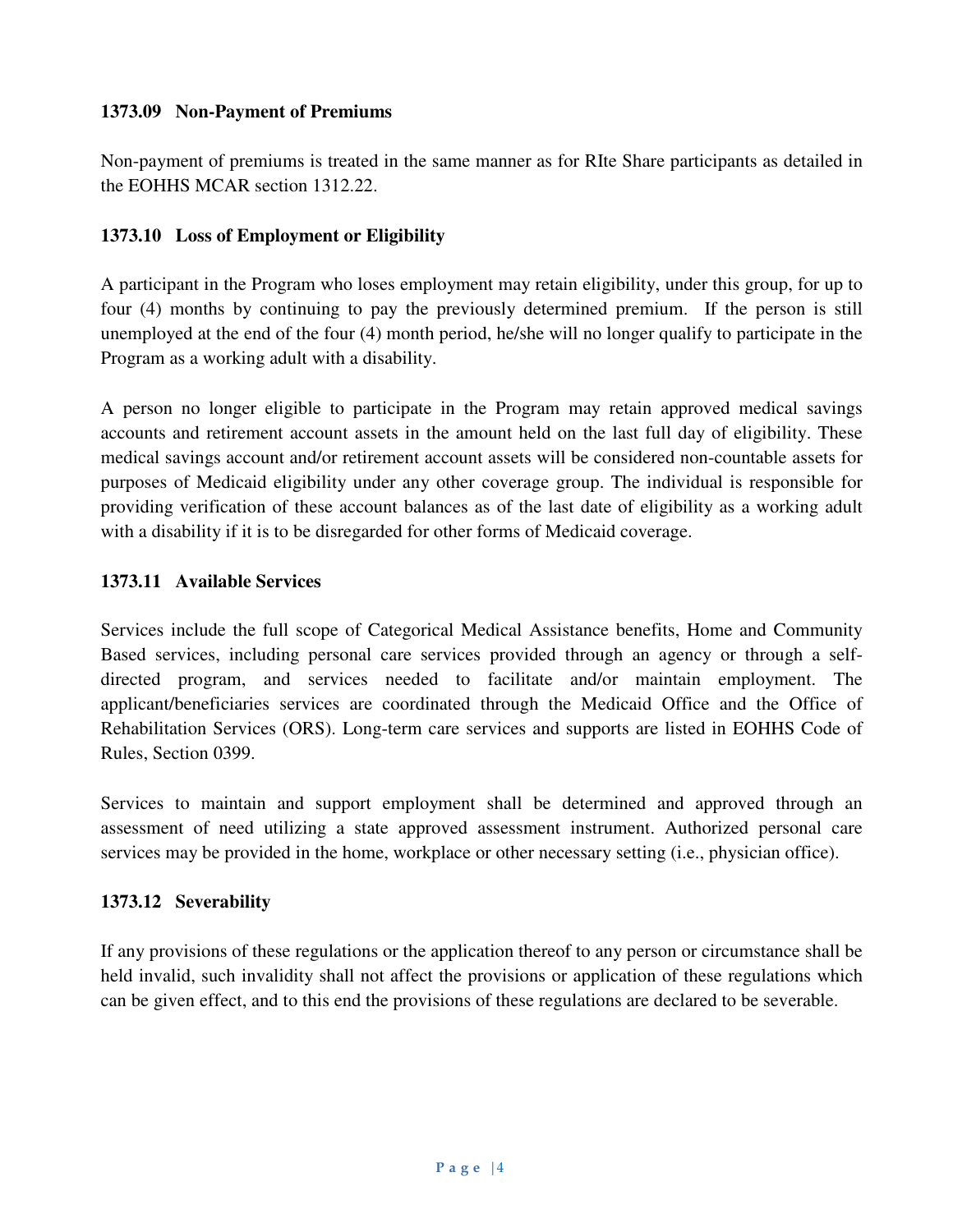**1373.09 Non-Payment of Premiums**

Non-payment of premiums is treated in the same manner as for RIte Share participants as detailed in the EOHHS MCAR section 1312.22.

**1373.10 Loss of Employment or Eligibility**

A participant in the Program who loses employment may retain eligibility, under this group, for up to four (4) months by continuing to pay the previously determined premium. If the person is still unemployed at the end of the four (4) month period, he/she will no longer qualify to participate in the Program as a working adult with a disability.

A person no longer eligible to participate in the Program may retain approved medical savings accounts and retirement account assets in the amount held on the last full day of eligibility. These medical savings account and/or retirement account assets will be considered non-countable assets for purposes of Medicaid eligibility under any other coverage group. The individual is responsible for providing verification of these account balances as of the last date of eligibility as a working adult with a disability if it is to be disregarded for other forms of Medicaid coverage.

**1373.11 Available Services**

Services include the full scope of Categorical Medical Assistance benefits, Home and Community Based services, including personal care services provided through an agency or through a self-directed program, and services needed to facilitate and/or maintain employment. The applicant/beneficiaries services are coordinated through the Medicaid Office and the Office of Rehabilitation Services (ORS). Long-term care services and supports are listed in EOHHS Code of Rules, Section 0399.

Services to maintain and support employment shall be determined and approved through an assessment of need utilizing a state approved assessment instrument. Authorized personal care services may be provided in the home, workplace or other necessary setting (i.e., physician office).

**1373.12 Severability**

If any provisions of these regulations or the application thereof to any person or circumstance shall be held invalid, such invalidity shall not affect the provisions or application of these regulations which can be given effect, and to this end the provisions of these regulations are declared to be severable.